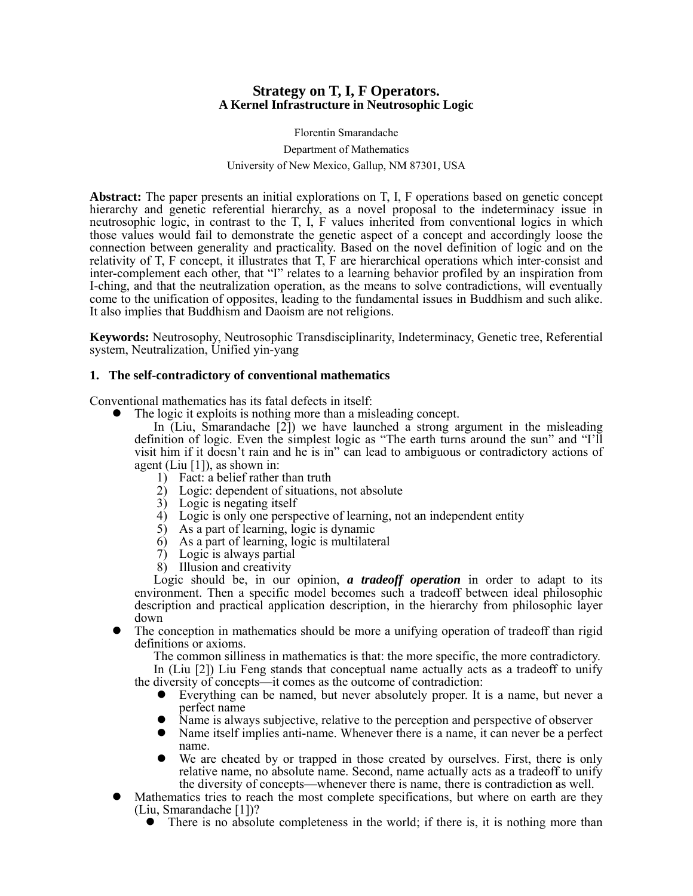# Strategy on T, I, F Operators.
## A Kernel Infrastructure in Neutrosophic Logic

Florentin Smarandache

Department of Mathematics

University of New Mexico, Gallup, NM 87301, USA

**Abstract:** The paper presents an initial explorations on T, I, F operations based on genetic concept hierarchy and genetic referential hierarchy, as a novel proposal to the indeterminacy issue in neutrosophic logic, in contrast to the T, I, F values inherited from conventional logics in which those values would fail to demonstrate the genetic aspect of a concept and accordingly loose the connection between generality and practicality. Based on the novel definition of logic and on the relativity of T, F concept, it illustrates that T, F are hierarchical operations which inter-consist and inter-complement each other, that "I" relates to a learning behavior profiled by an inspiration from I-ching, and that the neutralization operation, as the means to solve contradictions, will eventually come to the unification of opposites, leading to the fundamental issues in Buddhism and such alike. It also implies that Buddhism and Daoism are not religions.

**Keywords:** Neutrosophy, Neutrosophic Transdisciplinarity, Indeterminacy, Genetic tree, Referential system, Neutralization, Unified yin-yang

### 1. The self-contradictory of conventional mathematics

Conventional mathematics has its fatal defects in itself:

- The logic it exploits is nothing more than a misleading concept.

  In (Liu, Smarandache [2]) we have launched a strong argument in the misleading definition of logic. Even the simplest logic as "The earth turns around the sun" and "I'll visit him if it doesn't rain and he is in" can lead to ambiguous or contradictory actions of agent (Liu [1]), as shown in:
  1) Fact: a belief rather than truth
  2) Logic: dependent of situations, not absolute
  3) Logic is negating itself
  4) Logic is only one perspective of learning, not an independent entity
  5) As a part of learning, logic is dynamic
  6) As a part of learning, logic is multilateral
  7) Logic is always partial
  8) Illusion and creativity

  Logic should be, in our opinion, ***a tradeoff operation*** in order to adapt to its environment. Then a specific model becomes such a tradeoff between ideal philosophic description and practical application description, in the hierarchy from philosophic layer down
- The conception in mathematics should be more a unifying operation of tradeoff than rigid definitions or axioms.

  The common silliness in mathematics is that: the more specific, the more contradictory.

  In (Liu [2]) Liu Feng stands that conceptual name actually acts as a tradeoff to unify the diversity of concepts—it comes as the outcome of contradiction:
  - Everything can be named, but never absolutely proper. It is a name, but never a perfect name
  - Name is always subjective, relative to the perception and perspective of observer
  - Name itself implies anti-name. Whenever there is a name, it can never be a perfect name.
  - We are cheated by or trapped in those created by ourselves. First, there is only relative name, no absolute name. Second, name actually acts as a tradeoff to unify the diversity of concepts—whenever there is name, there is contradiction as well.
- Mathematics tries to reach the most complete specifications, but where on earth are they (Liu, Smarandache [1])?
  - There is no absolute completeness in the world; if there is, it is nothing more than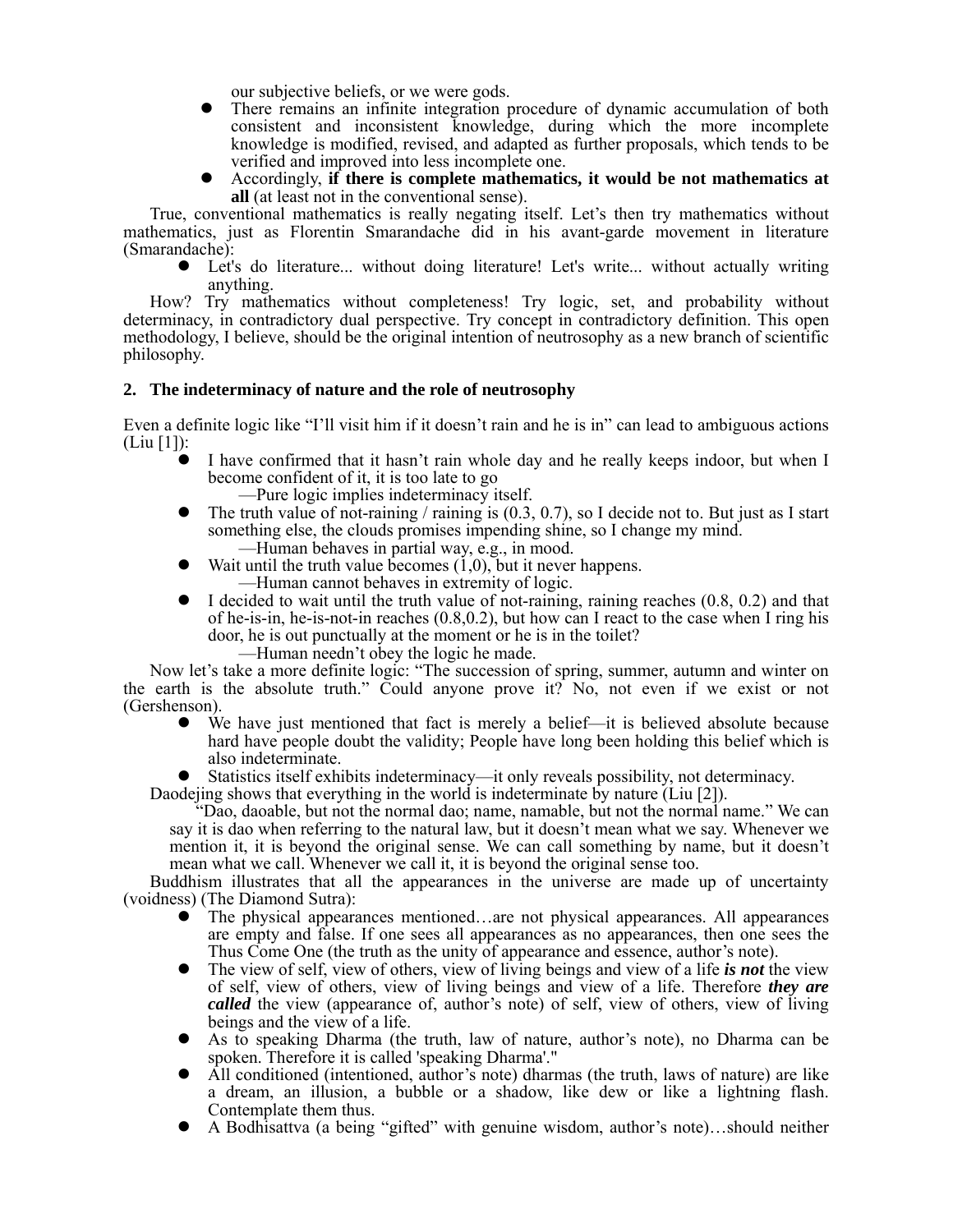our subjective beliefs, or we were gods.

- There remains an infinite integration procedure of dynamic accumulation of both consistent and inconsistent knowledge, during which the more incomplete knowledge is modified, revised, and adapted as further proposals, which tends to be verified and improved into less incomplete one.
- Accordingly, **if there is complete mathematics, it would be not mathematics at all** (at least not in the conventional sense).

True, conventional mathematics is really negating itself. Let's then try mathematics without mathematics, just as Florentin Smarandache did in his avant-garde movement in literature (Smarandache):

- Let's do literature... without doing literature! Let's write... without actually writing anything.

How? Try mathematics without completeness! Try logic, set, and probability without determinacy, in contradictory dual perspective. Try concept in contradictory definition. This open methodology, I believe, should be the original intention of neutrosophy as a new branch of scientific philosophy.

## 2. The indeterminacy of nature and the role of neutrosophy

Even a definite logic like "I'll visit him if it doesn't rain and he is in" can lead to ambiguous actions (Liu [1]):

- I have confirmed that it hasn't rain whole day and he really keeps indoor, but when I become confident of it, it is too late to go
  —Pure logic implies indeterminacy itself.
- The truth value of not-raining / raining is (0.3, 0.7), so I decide not to. But just as I start something else, the clouds promises impending shine, so I change my mind.
  —Human behaves in partial way, e.g., in mood.
- Wait until the truth value becomes (1,0), but it never happens.
  —Human cannot behaves in extremity of logic.
- I decided to wait until the truth value of not-raining, raining reaches (0.8, 0.2) and that of he-is-in, he-is-not-in reaches (0.8,0.2), but how can I react to the case when I ring his door, he is out punctually at the moment or he is in the toilet?
  —Human needn't obey the logic he made.

Now let's take a more definite logic: "The succession of spring, summer, autumn and winter on the earth is the absolute truth." Could anyone prove it? No, not even if we exist or not (Gershenson).

- We have just mentioned that fact is merely a belief—it is believed absolute because hard have people doubt the validity; People have long been holding this belief which is also indeterminate.
- Statistics itself exhibits indeterminacy—it only reveals possibility, not determinacy.

Daodejing shows that everything in the world is indeterminate by nature (Liu [2]).

> "Dao, daoable, but not the normal dao; name, namable, but not the normal name." We can say it is dao when referring to the natural law, but it doesn't mean what we say. Whenever we mention it, it is beyond the original sense. We can call something by name, but it doesn't mean what we call. Whenever we call it, it is beyond the original sense too.

Buddhism illustrates that all the appearances in the universe are made up of uncertainty (voidness) (The Diamond Sutra):

- The physical appearances mentioned…are not physical appearances. All appearances are empty and false. If one sees all appearances as no appearances, then one sees the Thus Come One (the truth as the unity of appearance and essence, author's note).
- The view of self, view of others, view of living beings and view of a life ***is not*** the view of self, view of others, view of living beings and view of a life. Therefore ***they are called*** the view (appearance of, author's note) of self, view of others, view of living beings and the view of a life.
- As to speaking Dharma (the truth, law of nature, author's note), no Dharma can be spoken. Therefore it is called 'speaking Dharma'."
- All conditioned (intentioned, author's note) dharmas (the truth, laws of nature) are like a dream, an illusion, a bubble or a shadow, like dew or like a lightning flash. Contemplate them thus.
- A Bodhisattva (a being "gifted" with genuine wisdom, author's note)…should neither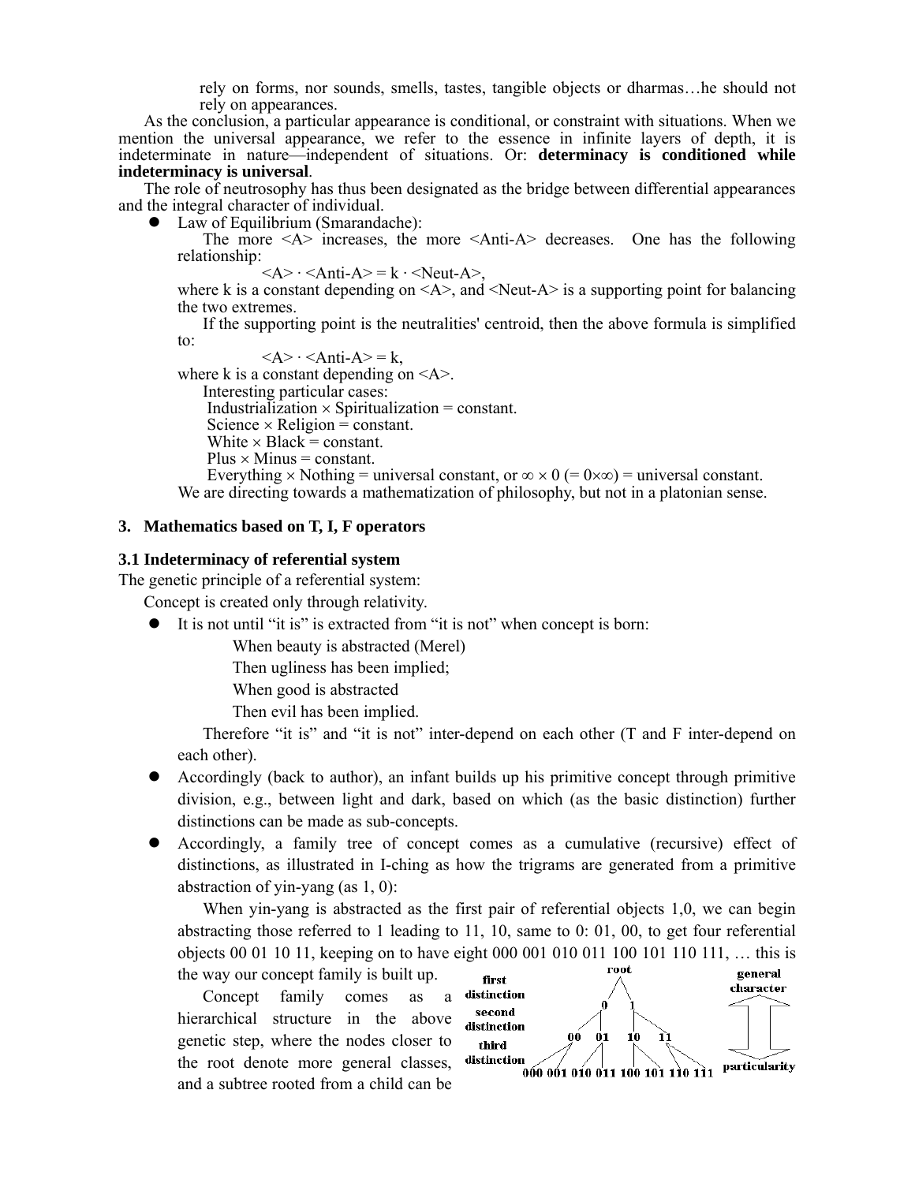rely on forms, nor sounds, smells, tastes, tangible objects or dharmas…he should not rely on appearances.

As the conclusion, a particular appearance is conditional, or constraint with situations. When we mention the universal appearance, we refer to the essence in infinite layers of depth, it is indeterminate in nature—independent of situations. Or: **determinacy is conditioned while indeterminacy is universal**.

The role of neutrosophy has thus been designated as the bridge between differential appearances and the integral character of individual.

- Law of Equilibrium (Smarandache):

  The more <A> increases, the more <Anti-A> decreases. One has the following relationship:

  $$\langle A \rangle \cdot \langle Anti\text{-}A \rangle = k \cdot \langle Neut\text{-}A \rangle,$$

  where k is a constant depending on <A>, and <Neut-A> is a supporting point for balancing the two extremes.

  If the supporting point is the neutralities' centroid, then the above formula is simplified to:

  $$\langle A \rangle \cdot \langle Anti\text{-}A \rangle = k,$$

  where k is a constant depending on <A>.

  Interesting particular cases:

  Industrialization × Spiritualization = constant.

  Science × Religion = constant.

  White × Black = constant.

  Plus × Minus = constant.

  Everything × Nothing = universal constant, or $\infty \times 0$ (= $0 \times \infty$) = universal constant.

  We are directing towards a mathematization of philosophy, but not in a platonian sense.

## 3. Mathematics based on T, I, F operators

### 3.1 Indeterminacy of referential system

The genetic principle of a referential system:

Concept is created only through relativity.

- It is not until "it is" is extracted from "it is not" when concept is born:

  When beauty is abstracted (Merel)

  Then ugliness has been implied;

  When good is abstracted

  Then evil has been implied.

  Therefore "it is" and "it is not" inter-depend on each other (T and F inter-depend on each other).

- Accordingly (back to author), an infant builds up his primitive concept through primitive division, e.g., between light and dark, based on which (as the basic distinction) further distinctions can be made as sub-concepts.
- Accordingly, a family tree of concept comes as a cumulative (recursive) effect of distinctions, as illustrated in I-ching as how the trigrams are generated from a primitive abstraction of yin-yang (as 1, 0):

  When yin-yang is abstracted as the first pair of referential objects 1,0, we can begin abstracting those referred to 1 leading to 11, 10, same to 0: 01, 00, to get four referential objects 00 01 10 11, keeping on to have eight 000 001 010 011 100 101 110 111, … this is the way our concept family is built up.

  Concept family comes as a hierarchical structure in the above genetic step, where the nodes closer to the root denote more general classes, and a subtree rooted from a child can be

root; first distinction: 0, 1; second distinction: 00, 01, 10, 11; third distinction: 000 001 010 011 100 101 110 111; general character ⇕ particularity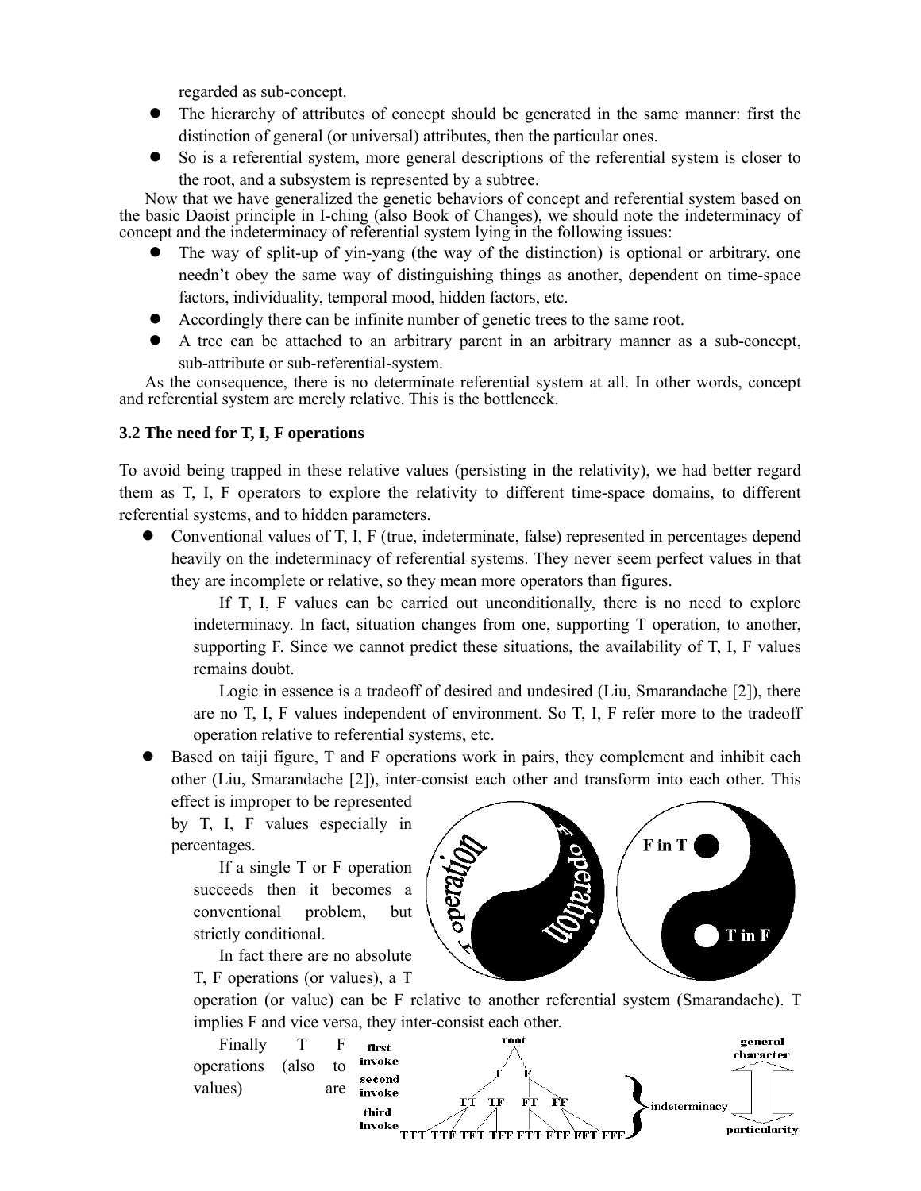regarded as sub-concept.

- The hierarchy of attributes of concept should be generated in the same manner: first the distinction of general (or universal) attributes, then the particular ones.
- So is a referential system, more general descriptions of the referential system is closer to the root, and a subsystem is represented by a subtree.

Now that we have generalized the genetic behaviors of concept and referential system based on the basic Daoist principle in I-ching (also Book of Changes), we should note the indeterminacy of concept and the indeterminacy of referential system lying in the following issues:

- The way of split-up of yin-yang (the way of the distinction) is optional or arbitrary, one needn't obey the same way of distinguishing things as another, dependent on time-space factors, individuality, temporal mood, hidden factors, etc.
- Accordingly there can be infinite number of genetic trees to the same root.
- A tree can be attached to an arbitrary parent in an arbitrary manner as a sub-concept, sub-attribute or sub-referential-system.

As the consequence, there is no determinate referential system at all. In other words, concept and referential system are merely relative. This is the bottleneck.

### 3.2 The need for T, I, F operations

To avoid being trapped in these relative values (persisting in the relativity), we had better regard them as T, I, F operators to explore the relativity to different time-space domains, to different referential systems, and to hidden parameters.

- Conventional values of T, I, F (true, indeterminate, false) represented in percentages depend heavily on the indeterminacy of referential systems. They never seem perfect values in that they are incomplete or relative, so they mean more operators than figures.

  If T, I, F values can be carried out unconditionally, there is no need to explore indeterminacy. In fact, situation changes from one, supporting T operation, to another, supporting F. Since we cannot predict these situations, the availability of T, I, F values remains doubt.

  Logic in essence is a tradeoff of desired and undesired (Liu, Smarandache [2]), there are no T, I, F values independent of environment. So T, I, F refer more to the tradeoff operation relative to referential systems, etc.

- Based on taiji figure, T and F operations work in pairs, they complement and inhibit each other (Liu, Smarandache [2]), inter-consist each other and transform into each other. This effect is improper to be represented by T, I, F values especially in percentages.

  If a single T or F operation succeeds then it becomes a conventional problem, but strictly conditional.

  In fact there are no absolute T, F operations (or values), a T operation (or value) can be F relative to another referential system (Smarandache). T implies F and vice versa, they inter-consist each other.

T operation
F operation
F in T
T in F

  Finally T F operations (also to values) are

root
first invoke
T F
second invoke
TT TF FT FF
third invoke
TTT TTF TFT TFF FTT FTF FFT FFF
indeterminacy
general character
particularity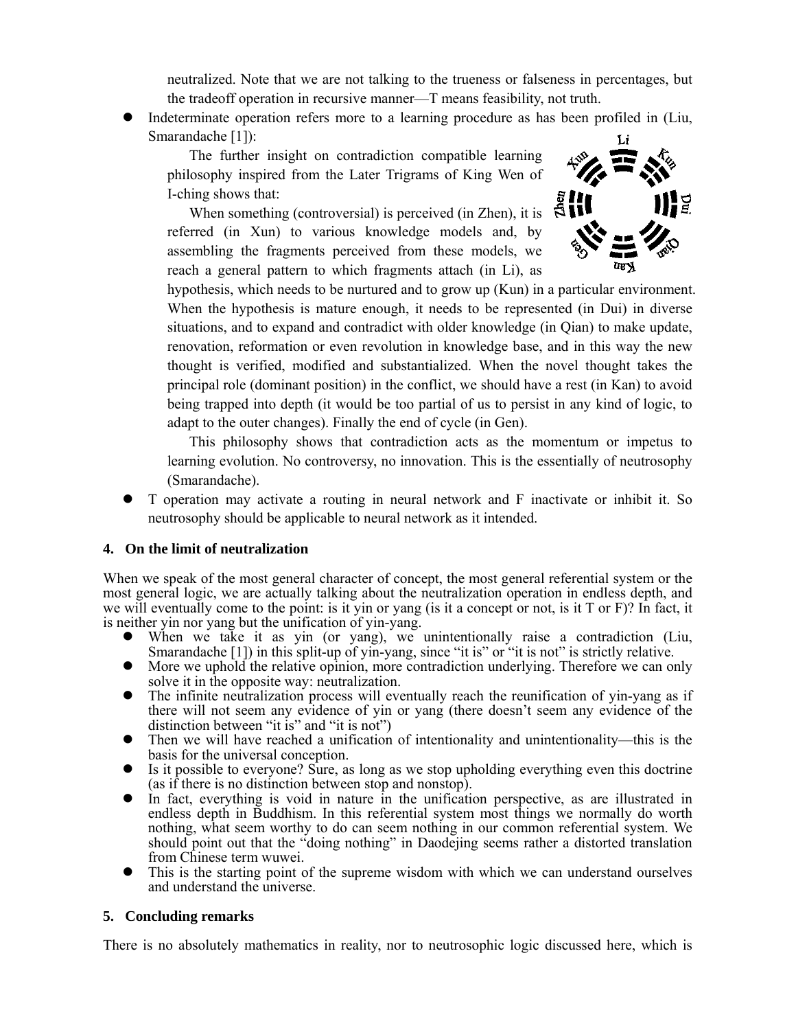neutralized. Note that we are not talking to the trueness or falseness in percentages, but the tradeoff operation in recursive manner—T means feasibility, not truth.

- Indeterminate operation refers more to a learning procedure as has been profiled in (Liu, Smarandache [1]):

    The further insight on contradiction compatible learning philosophy inspired from the Later Trigrams of King Wen of I-ching shows that:

    When something (controversial) is perceived (in Zhen), it is referred (in Xun) to various knowledge models and, by assembling the fragments perceived from these models, we reach a general pattern to which fragments attach (in Li), as hypothesis, which needs to be nurtured and to grow up (Kun) in a particular environment. When the hypothesis is mature enough, it needs to be represented (in Dui) in diverse situations, and to expand and contradict with older knowledge (in Qian) to make update, renovation, reformation or even revolution in knowledge base, and in this way the new thought is verified, modified and substantialized. When the novel thought takes the principal role (dominant position) in the conflict, we should have a rest (in Kan) to avoid being trapped into depth (it would be too partial of us to persist in any kind of logic, to adapt to the outer changes). Finally the end of cycle (in Gen).

    This philosophy shows that contradiction acts as the momentum or impetus to learning evolution. No controversy, no innovation. This is the essentially of neutrosophy (Smarandache).

- T operation may activate a routing in neural network and F inactivate or inhibit it. So neutrosophy should be applicable to neural network as it intended.

## 4. On the limit of neutralization

When we speak of the most general character of concept, the most general referential system or the most general logic, we are actually talking about the neutralization operation in endless depth, and we will eventually come to the point: is it yin or yang (is it a concept or not, is it T or F)? In fact, it is neither yin nor yang but the unification of yin-yang.

- When we take it as yin (or yang), we unintentionally raise a contradiction (Liu, Smarandache [1]) in this split-up of yin-yang, since "it is" or "it is not" is strictly relative.
- More we uphold the relative opinion, more contradiction underlying. Therefore we can only solve it in the opposite way: neutralization.
- The infinite neutralization process will eventually reach the reunification of yin-yang as if there will not seem any evidence of yin or yang (there doesn't seem any evidence of the distinction between "it is" and "it is not")
- Then we will have reached a unification of intentionality and unintentionality—this is the basis for the universal conception.
- Is it possible to everyone? Sure, as long as we stop upholding everything even this doctrine (as if there is no distinction between stop and nonstop).
- In fact, everything is void in nature in the unification perspective, as are illustrated in endless depth in Buddhism. In this referential system most things we normally do worth nothing, what seem worthy to do can seem nothing in our common referential system. We should point out that the "doing nothing" in Daodejing seems rather a distorted translation from Chinese term wuwei.
- This is the starting point of the supreme wisdom with which we can understand ourselves and understand the universe.

## 5. Concluding remarks

There is no absolutely mathematics in reality, nor to neutrosophic logic discussed here, which is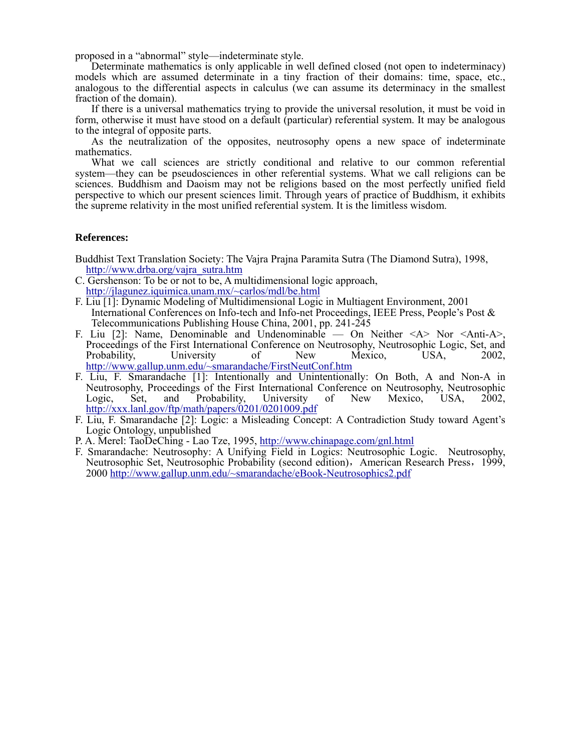proposed in a “abnormal” style—indeterminate style.

Determinate mathematics is only applicable in well defined closed (not open to indeterminacy) models which are assumed determinate in a tiny fraction of their domains: time, space, etc., analogous to the differential aspects in calculus (we can assume its determinacy in the smallest fraction of the domain).

If there is a universal mathematics trying to provide the universal resolution, it must be void in form, otherwise it must have stood on a default (particular) referential system. It may be analogous to the integral of opposite parts.

As the neutralization of the opposites, neutrosophy opens a new space of indeterminate mathematics.

What we call sciences are strictly conditional and relative to our common referential system—they can be pseudosciences in other referential systems. What we call religions can be sciences. Buddhism and Daoism may not be religions based on the most perfectly unified field perspective to which our present sciences limit. Through years of practice of Buddhism, it exhibits the supreme relativity in the most unified referential system. It is the limitless wisdom.

**References:**

Buddhist Text Translation Society: The Vajra Prajna Paramita Sutra (The Diamond Sutra), 1998, http://www.drba.org/vajra_sutra.htm

C. Gershenson: To be or not to be, A multidimensional logic approach, http://jlagunez.iquimica.unam.mx/~carlos/mdl/be.html

F. Liu [1]: Dynamic Modeling of Multidimensional Logic in Multiagent Environment, 2001 International Conferences on Info-tech and Info-net Proceedings, IEEE Press, People’s Post & Telecommunications Publishing House China, 2001, pp. 241-245

F. Liu [2]: Name, Denominable and Undenominable — On Neither <A> Nor <Anti-A>, Proceedings of the First International Conference on Neutrosophy, Neutrosophic Logic, Set, and Probability, University of New Mexico, USA, 2002, http://www.gallup.unm.edu/~smarandache/FirstNeutConf.htm

F. Liu, F. Smarandache [1]: Intentionally and Unintentionally: On Both, A and Non-A in Neutrosophy, Proceedings of the First International Conference on Neutrosophy, Neutrosophic Logic, Set, and Probability, University of New Mexico, USA, 2002, http://xxx.lanl.gov/ftp/math/papers/0201/0201009.pdf

F. Liu, F. Smarandache [2]: Logic: a Misleading Concept: A Contradiction Study toward Agent’s Logic Ontology, unpublished

P. A. Merel: TaoDeChing - Lao Tze, 1995, http://www.chinapage.com/gnl.html

F. Smarandache: Neutrosophy: A Unifying Field in Logics: Neutrosophic Logic. Neutrosophy, Neutrosophic Set, Neutrosophic Probability (second edition)，American Research Press，1999, 2000 http://www.gallup.unm.edu/~smarandache/eBook-Neutrosophics2.pdf